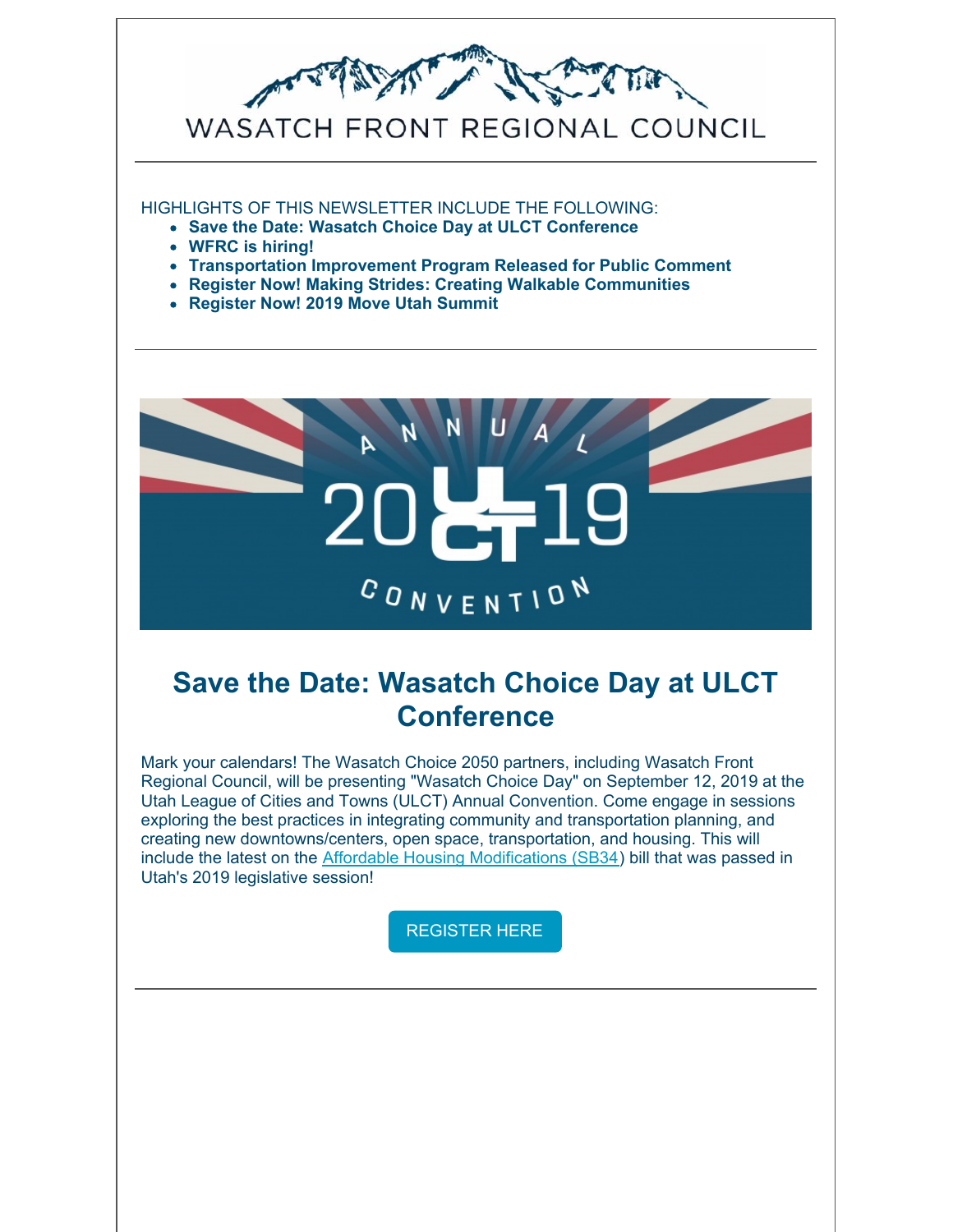# WASATCH FRONT REGIONAL COUNCIL

HIGHLIGHTS OF THIS NEWSLETTER INCLUDE THE FOLLOWING:

- **Save the Date: Wasatch Choice Day at ULCT Conference**
- **WFRC is hiring!**
- **Transportation Improvement Program Released for Public Comment**
- **Register Now! Making Strides: Creating Walkable Communities**
- **Register Now! 2019 Move Utah Summit**

---

## Save the Date: Wasatch Choice Day at ULCT Conference

Mark your calendars! The Wasatch Choice 2050 partners, including Wasatch Front Regional Council, will be presenting "Wasatch Choice Day" on September 12, 2019 at the Utah League of Cities and Towns (ULCT) Annual Convention. Come engage in sessions exploring the best practices in integrating community and transportation planning, and creating new downtowns/centers, open space, transportation, and housing. This will include the latest on the Affordable Housing Modifications (SB34) bill that was passed in Utah's 2019 legislative session!

REGISTER HERE

---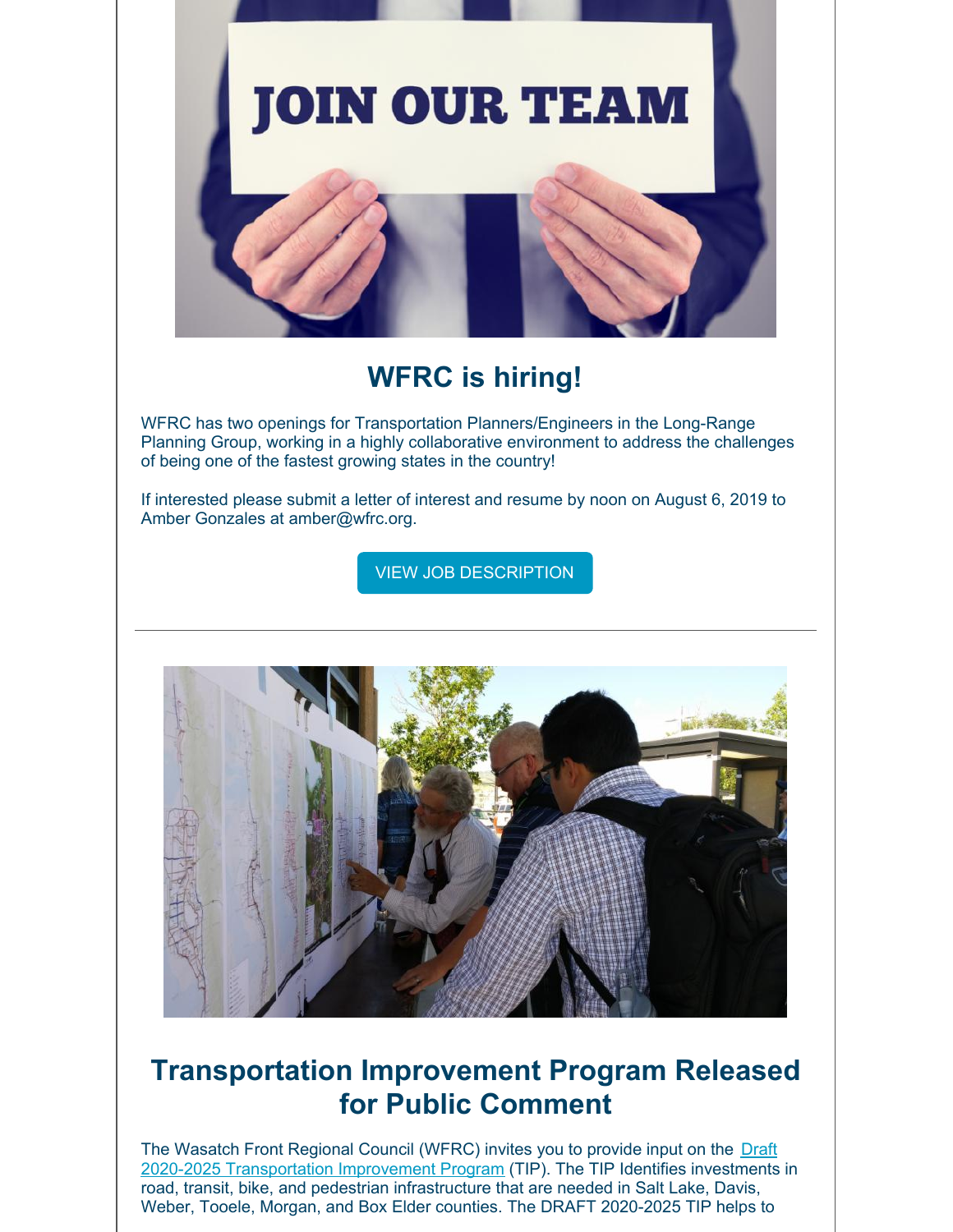## WFRC is hiring!

WFRC has two openings for Transportation Planners/Engineers in the Long-Range Planning Group, working in a highly collaborative environment to address the challenges of being one of the fastest growing states in the country!

If interested please submit a letter of interest and resume by noon on August 6, 2019 to Amber Gonzales at amber@wfrc.org.

VIEW JOB DESCRIPTION

---

## Transportation Improvement Program Released for Public Comment

The Wasatch Front Regional Council (WFRC) invites you to provide input on the Draft 2020-2025 Transportation Improvement Program (TIP). The TIP Identifies investments in road, transit, bike, and pedestrian infrastructure that are needed in Salt Lake, Davis, Weber, Tooele, Morgan, and Box Elder counties. The DRAFT 2020-2025 TIP helps to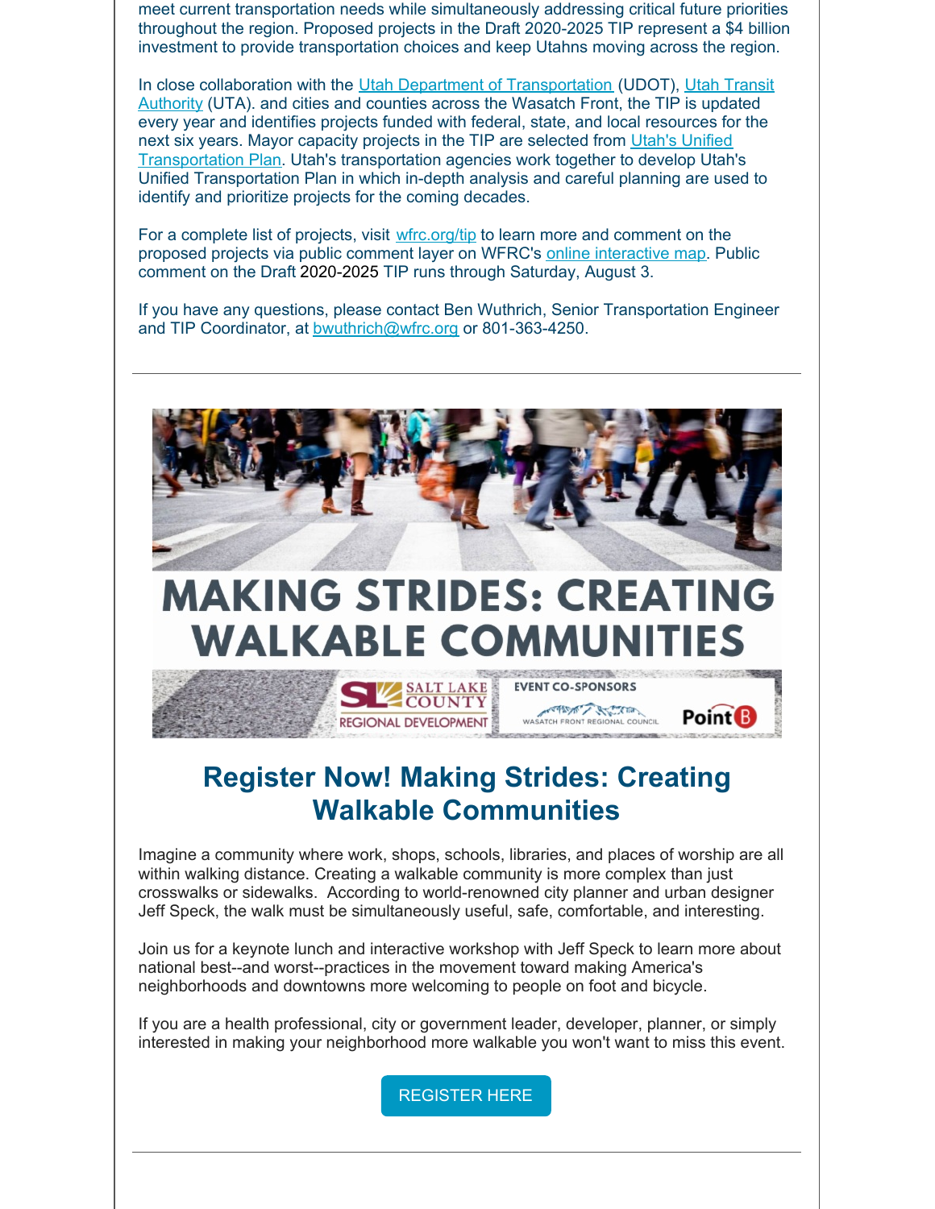meet current transportation needs while simultaneously addressing critical future priorities throughout the region. Proposed projects in the Draft 2020-2025 TIP represent a $4 billion investment to provide transportation choices and keep Utahns moving across the region.

In close collaboration with the Utah Department of Transportation (UDOT), Utah Transit Authority (UTA). and cities and counties across the Wasatch Front, the TIP is updated every year and identifies projects funded with federal, state, and local resources for the next six years. Mayor capacity projects in the TIP are selected from Utah's Unified Transportation Plan. Utah's transportation agencies work together to develop Utah's Unified Transportation Plan in which in-depth analysis and careful planning are used to identify and prioritize projects for the coming decades.

For a complete list of projects, visit wfrc.org/tip to learn more and comment on the proposed projects via public comment layer on WFRC's online interactive map. Public comment on the Draft 2020-2025 TIP runs through Saturday, August 3.

If you have any questions, please contact Ben Wuthrich, Senior Transportation Engineer and TIP Coordinator, at bwuthrich@wfrc.org or 801-363-4250.

---

MAKING STRIDES: CREATING WALKABLE COMMUNITIES

SALT LAKE COUNTY REGIONAL DEVELOPMENT | EVENT CO-SPONSORS: WASATCH FRONT REGIONAL COUNCIL | Point B

## Register Now! Making Strides: Creating Walkable Communities

Imagine a community where work, shops, schools, libraries, and places of worship are all within walking distance. Creating a walkable community is more complex than just crosswalks or sidewalks. According to world-renowned city planner and urban designer Jeff Speck, the walk must be simultaneously useful, safe, comfortable, and interesting.

Join us for a keynote lunch and interactive workshop with Jeff Speck to learn more about national best--and worst--practices in the movement toward making America's neighborhoods and downtowns more welcoming to people on foot and bicycle.

If you are a health professional, city or government leader, developer, planner, or simply interested in making your neighborhood more walkable you won't want to miss this event.

REGISTER HERE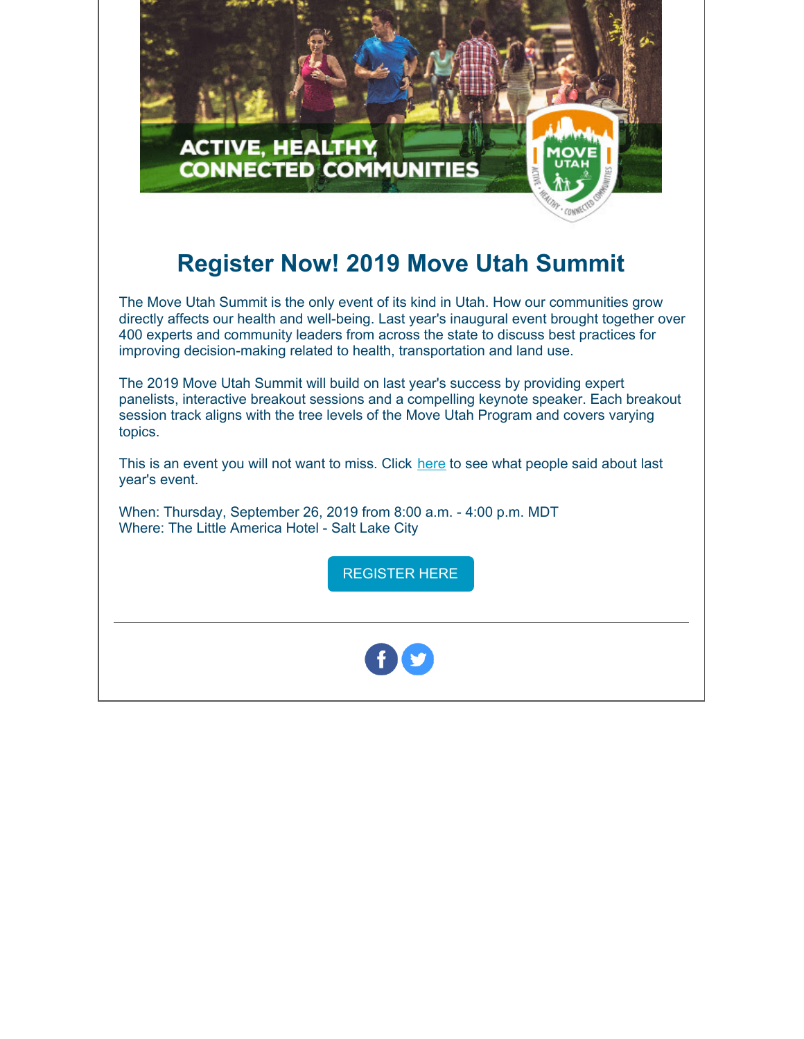## Register Now! 2019 Move Utah Summit

The Move Utah Summit is the only event of its kind in Utah. How our communities grow directly affects our health and well-being. Last year's inaugural event brought together over 400 experts and community leaders from across the state to discuss best practices for improving decision-making related to health, transportation and land use.

The 2019 Move Utah Summit will build on last year's success by providing expert panelists, interactive breakout sessions and a compelling keynote speaker. Each breakout session track aligns with the tree levels of the Move Utah Program and covers varying topics.

This is an event you will not want to miss. Click here to see what people said about last year's event.

When: Thursday, September 26, 2019 from 8:00 a.m. - 4:00 p.m. MDT
Where: The Little America Hotel - Salt Lake City

REGISTER HERE